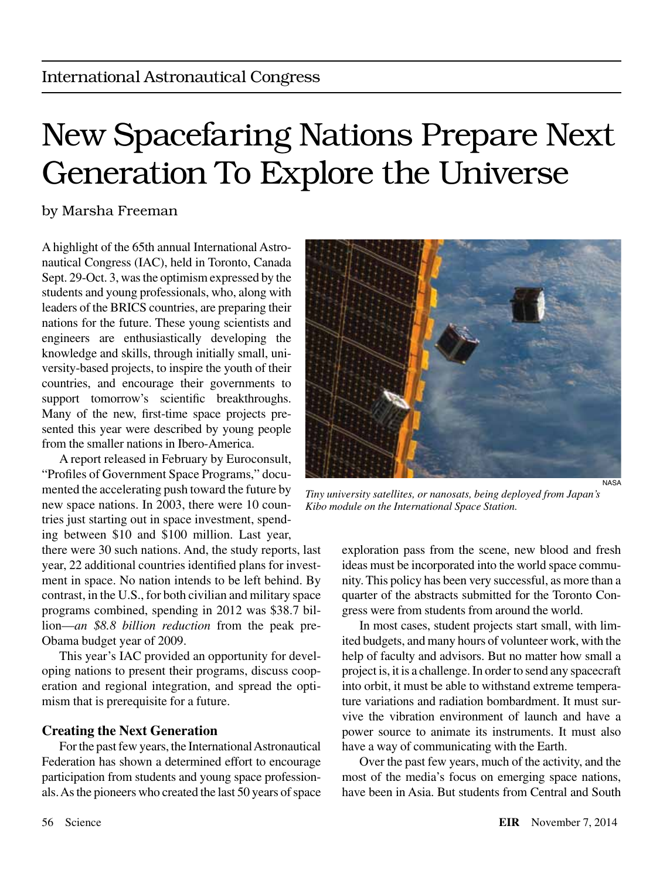International Astronautical Congress

# New Spacefaring Nations Prepare Next Generation To Explore the Universe

by Marsha Freeman

A highlight of the 65th annual International Astronautical Congress (IAC), held in Toronto, Canada Sept. 29-Oct. 3, was the optimism expressed by the students and young professionals, who, along with leaders of the BRICS countries, are preparing their nations for the future. These young scientists and engineers are enthusiastically developing the knowledge and skills, through initially small, university-based projects, to inspire the youth of their countries, and encourage their governments to support tomorrow's scientific breakthroughs. Many of the new, first-time space projects presented this year were described by young people from the smaller nations in Ibero-America.

A report released in February by Euroconsult, "Profiles of Government Space Programs," documented the accelerating push toward the future by new space nations. In 2003, there were 10 countries just starting out in space investment, spending between \$10 and \$100 million. Last year, there were 30 such nations. And, the study reports, last year, 22 additional countries identified plans for investment in space. No nation intends to be left behind. By contrast, in the U.S., for both civilian and military space programs combined, spending in 2012 was \$38.7 billion—*an \$8.8 billion reduction* from the peak pre-Obama budget year of 2009.

This year's IAC provided an opportunity for developing nations to present their programs, discuss cooperation and regional integration, and spread the optimism that is prerequisite for a future.

NASA

*Tiny university satellites, or nanosats, being deployed from Japan's Kibo module on the International Space Station.*

### Creating the Next Generation

For the past few years, the International Astronautical Federation has shown a determined effort to encourage participation from students and young space professionals. As the pioneers who created the last 50 years of space exploration pass from the scene, new blood and fresh ideas must be incorporated into the world space community. This policy has been very successful, as more than a quarter of the abstracts submitted for the Toronto Congress were from students from around the world.

In most cases, student projects start small, with limited budgets, and many hours of volunteer work, with the help of faculty and advisors. But no matter how small a project is, it is a challenge. In order to send any spacecraft into orbit, it must be able to withstand extreme temperature variations and radiation bombardment. It must survive the vibration environment of launch and have a power source to animate its instruments. It must also have a way of communicating with the Earth.

Over the past few years, much of the activity, and the most of the media's focus on emerging space nations, have been in Asia. But students from Central and South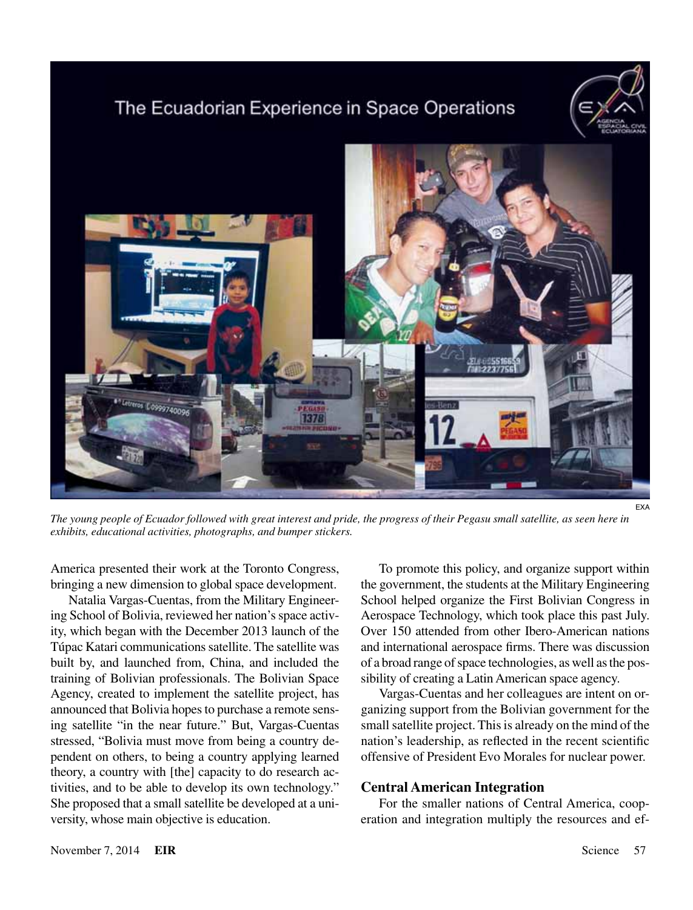EXA

*The young people of Ecuador followed with great interest and pride, the progress of their Pegasu small satellite, as seen here in exhibits, educational activities, photographs, and bumper stickers.*

America presented their work at the Toronto Congress, bringing a new dimension to global space development.

Natalia Vargas-Cuentas, from the Military Engineering School of Bolivia, reviewed her nation's space activity, which began with the December 2013 launch of the Túpac Katari communications satellite. The satellite was built by, and launched from, China, and included the training of Bolivian professionals. The Bolivian Space Agency, created to implement the satellite project, has announced that Bolivia hopes to purchase a remote sensing satellite "in the near future." But, Vargas-Cuentas stressed, "Bolivia must move from being a country dependent on others, to being a country applying learned theory, a country with [the] capacity to do research activities, and to be able to develop its own technology." She proposed that a small satellite be developed at a university, whose main objective is education.

To promote this policy, and organize support within the government, the students at the Military Engineering School helped organize the First Bolivian Congress in Aerospace Technology, which took place this past July. Over 150 attended from other Ibero-American nations and international aerospace firms. There was discussion of a broad range of space technologies, as well as the possibility of creating a Latin American space agency.

Vargas-Cuentas and her colleagues are intent on organizing support from the Bolivian government for the small satellite project. This is already on the mind of the nation's leadership, as reflected in the recent scientific offensive of President Evo Morales for nuclear power.

## Central American Integration

For the smaller nations of Central America, cooperation and integration multiply the resources and ef-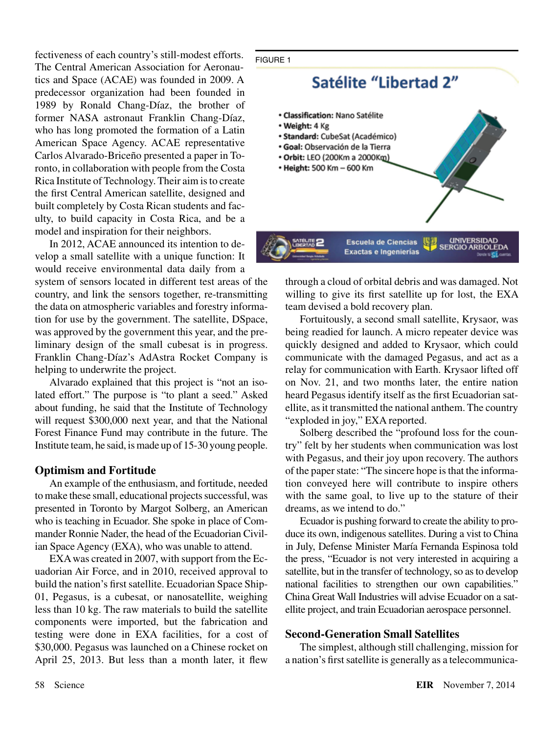fectiveness of each country's still-modest efforts. The Central American Association for Aeronautics and Space (ACAE) was founded in 2009. A predecessor organization had been founded in 1989 by Ronald Chang-Díaz, the brother of former NASA astronaut Franklin Chang-Díaz, who has long promoted the formation of a Latin American Space Agency. ACAE representative Carlos Alvarado-Briceño presented a paper in Toronto, in collaboration with people from the Costa Rica Institute of Technology. Their aim is to create the first Central American satellite, designed and built completely by Costa Rican students and faculty, to build capacity in Costa Rica, and be a model and inspiration for their neighbors.

In 2012, ACAE announced its intention to develop a small satellite with a unique function: It would receive environmental data daily from a system of sensors located in different test areas of the country, and link the sensors together, re-transmitting the data on atmospheric variables and forestry information for use by the government. The satellite, DSpace, was approved by the government this year, and the preliminary design of the small cubesat is in progress. Franklin Chang-Díaz's AdAstra Rocket Company is helping to underwrite the project.

Alvarado explained that this project is "not an isolated effort." The purpose is "to plant a seed." Asked about funding, he said that the Institute of Technology will request $300,000 next year, and that the National Forest Finance Fund may contribute in the future. The Institute team, he said, is made up of 15-30 young people.

FIGURE 1

**Satélite "Libertad 2"**

- **Classification:** Nano Satélite
- **Weight:** 4 Kg
- **Standard:** CubeSat (Académico)
- **Goal:** Observación de la Tierra
- **Orbit:** LEO (200Km a 2000Km)
- **Height:** 500 Km – 600 Km

Satélite Libertad 2 — Escuela de Ciencias Exactas e Ingenierías — Universidad Sergio Arboleda

## Optimism and Fortitude

An example of the enthusiasm, and fortitude, needed to make these small, educational projects successful, was presented in Toronto by Margot Solberg, an American who is teaching in Ecuador. She spoke in place of Commander Ronnie Nader, the head of the Ecuadorian Civilian Space Agency (EXA), who was unable to attend.

EXA was created in 2007, with support from the Ecuadorian Air Force, and in 2010, received approval to build the nation's first satellite. Ecuadorian Space Ship-01, Pegasus, is a cubesat, or nanosatellite, weighing less than 10 kg. The raw materials to build the satellite components were imported, but the fabrication and testing were done in EXA facilities, for a cost of $30,000. Pegasus was launched on a Chinese rocket on April 25, 2013. But less than a month later, it flew through a cloud of orbital debris and was damaged. Not willing to give its first satellite up for lost, the EXA team devised a bold recovery plan.

Fortuitously, a second small satellite, Krysaor, was being readied for launch. A micro repeater device was quickly designed and added to Krysaor, which could communicate with the damaged Pegasus, and act as a relay for communication with Earth. Krysaor lifted off on Nov. 21, and two months later, the entire nation heard Pegasus identify itself as the first Ecuadorian satellite, as it transmitted the national anthem. The country "exploded in joy," EXA reported.

Solberg described the "profound loss for the country" felt by her students when communication was lost with Pegasus, and their joy upon recovery. The authors of the paper state: "The sincere hope is that the information conveyed here will contribute to inspire others with the same goal, to live up to the stature of their dreams, as we intend to do."

Ecuador is pushing forward to create the ability to produce its own, indigenous satellites. During a vist to China in July, Defense Minister María Fernanda Espinosa told the press, "Ecuador is not very interested in acquiring a satellite, but in the transfer of technology, so as to develop national facilities to strengthen our own capabilities." China Great Wall Industries will advise Ecuador on a satellite project, and train Ecuadorian aerospace personnel.

## Second-Generation Small Satellites

The simplest, although still challenging, mission for a nation's first satellite is generally as a telecommunica-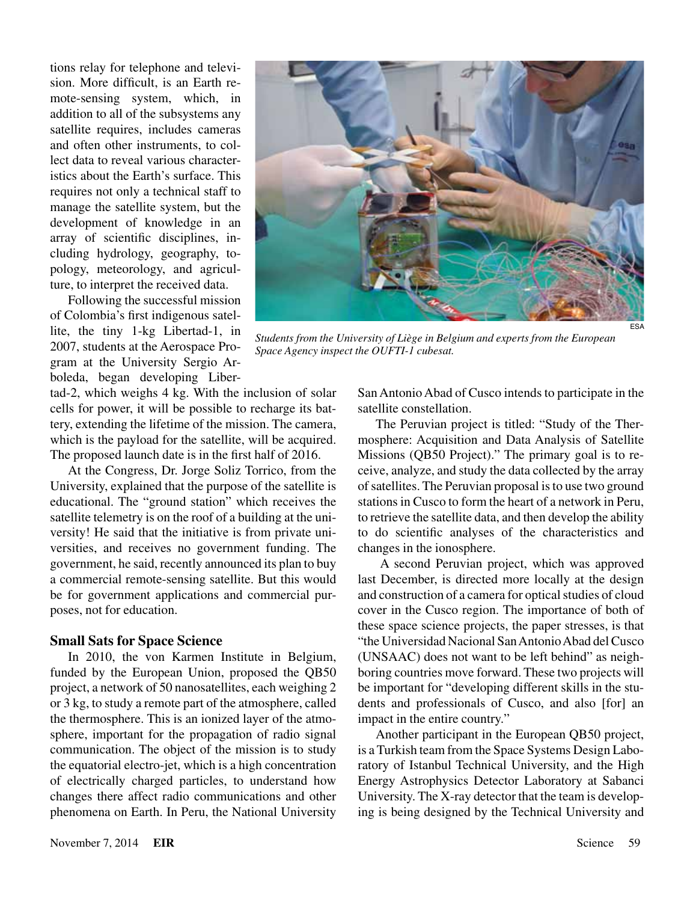tions relay for telephone and television. More difficult, is an Earth remote-sensing system, which, in addition to all of the subsystems any satellite requires, includes cameras and often other instruments, to collect data to reveal various characteristics about the Earth's surface. This requires not only a technical staff to manage the satellite system, but the development of knowledge in an array of scientific disciplines, including hydrology, geography, topology, meteorology, and agriculture, to interpret the received data.

Following the successful mission of Colombia's first indigenous satellite, the tiny 1-kg Libertad-1, in 2007, students at the Aerospace Program at the University Sergio Arboleda, began developing Libertad-2, which weighs 4 kg. With the inclusion of solar cells for power, it will be possible to recharge its battery, extending the lifetime of the mission. The camera, which is the payload for the satellite, will be acquired. The proposed launch date is in the first half of 2016.

At the Congress, Dr. Jorge Soliz Torrico, from the University, explained that the purpose of the satellite is educational. The "ground station" which receives the satellite telemetry is on the roof of a building at the university! He said that the initiative is from private universities, and receives no government funding. The government, he said, recently announced its plan to buy a commercial remote-sensing satellite. But this would be for government applications and commercial purposes, not for education.

ESA

*Students from the University of Liège in Belgium and experts from the European Space Agency inspect the OUFTI-1 cubesat.*

## Small Sats for Space Science

In 2010, the von Karmen Institute in Belgium, funded by the European Union, proposed the QB50 project, a network of 50 nanosatellites, each weighing 2 or 3 kg, to study a remote part of the atmosphere, called the thermosphere. This is an ionized layer of the atmosphere, important for the propagation of radio signal communication. The object of the mission is to study the equatorial electro-jet, which is a high concentration of electrically charged particles, to understand how changes there affect radio communications and other phenomena on Earth. In Peru, the National University San Antonio Abad of Cusco intends to participate in the satellite constellation.

The Peruvian project is titled: "Study of the Thermosphere: Acquisition and Data Analysis of Satellite Missions (QB50 Project)." The primary goal is to receive, analyze, and study the data collected by the array of satellites. The Peruvian proposal is to use two ground stations in Cusco to form the heart of a network in Peru, to retrieve the satellite data, and then develop the ability to do scientific analyses of the characteristics and changes in the ionosphere.

A second Peruvian project, which was approved last December, is directed more locally at the design and construction of a camera for optical studies of cloud cover in the Cusco region. The importance of both of these space science projects, the paper stresses, is that "the Universidad Nacional San Antonio Abad del Cusco (UNSAAC) does not want to be left behind" as neighboring countries move forward. These two projects will be important for "developing different skills in the students and professionals of Cusco, and also [for] an impact in the entire country."

Another participant in the European QB50 project, is a Turkish team from the Space Systems Design Laboratory of Istanbul Technical University, and the High Energy Astrophysics Detector Laboratory at Sabanci University. The X-ray detector that the team is developing is being designed by the Technical University and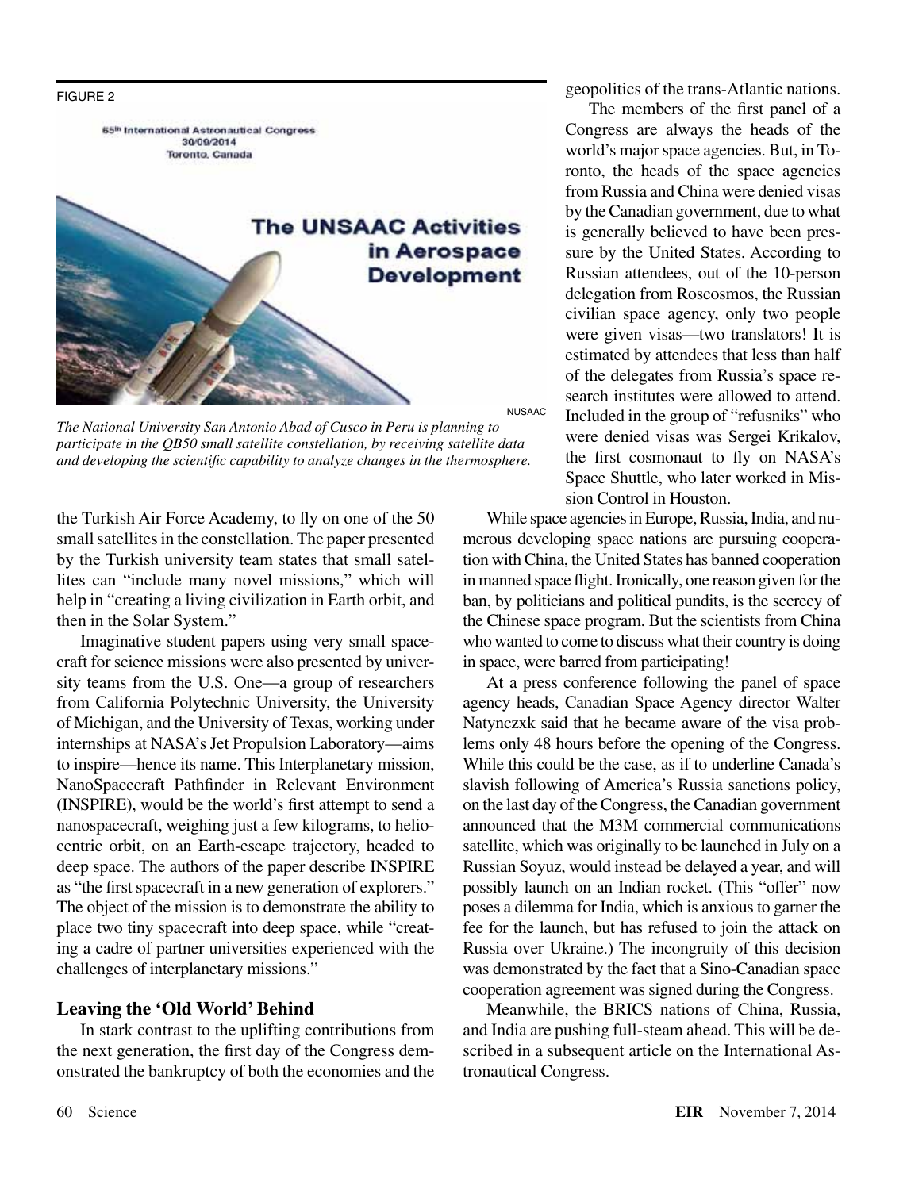FIGURE 2

65th International Astronautical Congress
30/09/2014
Toronto, Canada

The UNSAAC Activities in Aerospace Development

NUSAAC

*The National University San Antonio Abad of Cusco in Peru is planning to participate in the QB50 small satellite constellation, by receiving satellite data and developing the scientific capability to analyze changes in the thermosphere.*

the Turkish Air Force Academy, to fly on one of the 50 small satellites in the constellation. The paper presented by the Turkish university team states that small satellites can "include many novel missions," which will help in "creating a living civilization in Earth orbit, and then in the Solar System."

Imaginative student papers using very small spacecraft for science missions were also presented by university teams from the U.S. One—a group of researchers from California Polytechnic University, the University of Michigan, and the University of Texas, working under internships at NASA's Jet Propulsion Laboratory—aims to inspire—hence its name. This Interplanetary mission, NanoSpacecraft Pathfinder in Relevant Environment (INSPIRE), would be the world's first attempt to send a nanospacecraft, weighing just a few kilograms, to heliocentric orbit, on an Earth-escape trajectory, headed to deep space. The authors of the paper describe INSPIRE as "the first spacecraft in a new generation of explorers." The object of the mission is to demonstrate the ability to place two tiny spacecraft into deep space, while "creating a cadre of partner universities experienced with the challenges of interplanetary missions."

### Leaving the 'Old World' Behind

In stark contrast to the uplifting contributions from the next generation, the first day of the Congress demonstrated the bankruptcy of both the economies and the geopolitics of the trans-Atlantic nations.

The members of the first panel of a Congress are always the heads of the world's major space agencies. But, in Toronto, the heads of the space agencies from Russia and China were denied visas by the Canadian government, due to what is generally believed to have been pressure by the United States. According to Russian attendees, out of the 10-person delegation from Roscosmos, the Russian civilian space agency, only two people were given visas—two translators! It is estimated by attendees that less than half of the delegates from Russia's space research institutes were allowed to attend. Included in the group of "refusniks" who were denied visas was Sergei Krikalov, the first cosmonaut to fly on NASA's Space Shuttle, who later worked in Mission Control in Houston.

While space agencies in Europe, Russia, India, and numerous developing space nations are pursuing cooperation with China, the United States has banned cooperation in manned space flight. Ironically, one reason given for the ban, by politicians and political pundits, is the secrecy of the Chinese space program. But the scientists from China who wanted to come to discuss what their country is doing in space, were barred from participating!

At a press conference following the panel of space agency heads, Canadian Space Agency director Walter Natynczxk said that he became aware of the visa problems only 48 hours before the opening of the Congress. While this could be the case, as if to underline Canada's slavish following of America's Russia sanctions policy, on the last day of the Congress, the Canadian government announced that the M3M commercial communications satellite, which was originally to be launched in July on a Russian Soyuz, would instead be delayed a year, and will possibly launch on an Indian rocket. (This "offer" now poses a dilemma for India, which is anxious to garner the fee for the launch, but has refused to join the attack on Russia over Ukraine.) The incongruity of this decision was demonstrated by the fact that a Sino-Canadian space cooperation agreement was signed during the Congress.

Meanwhile, the BRICS nations of China, Russia, and India are pushing full-steam ahead. This will be described in a subsequent article on the International Astronautical Congress.